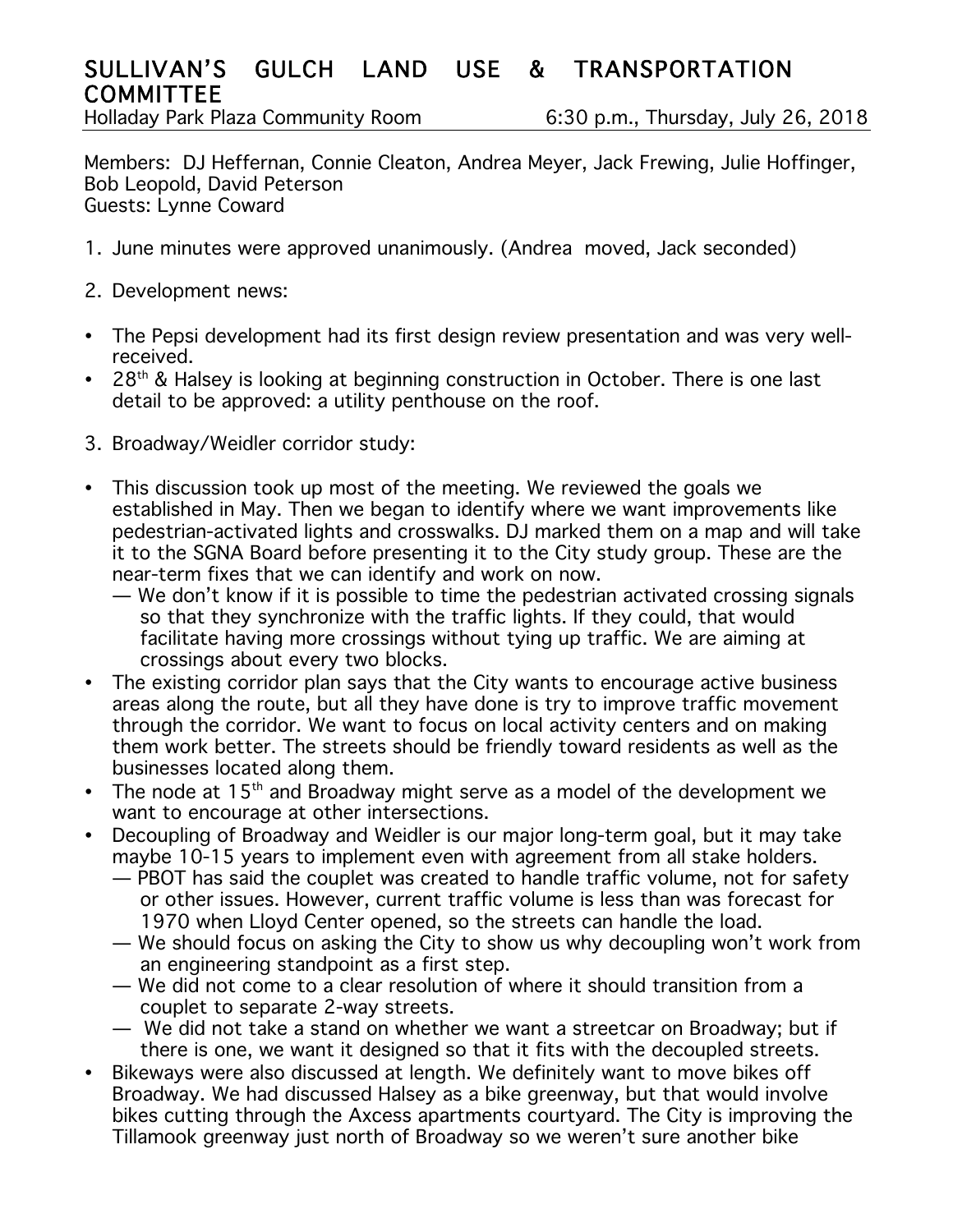# SULLIVAN'S GULCH LAND USE & TRANSPORTATION COMMITTEE

Holladay Park Plaza Community Room 6:30 p.m., Thursday, July 26, 2018

Members: DJ Heffernan, Connie Cleaton, Andrea Meyer, Jack Frewing, Julie Hoffinger, Bob Leopold, David Peterson
Guests: Lynne Coward

1. June minutes were approved unanimously. (Andrea moved, Jack seconded)

2. Development news:

- The Pepsi development had its first design review presentation and was very well-received.
- 28th & Halsey is looking at beginning construction in October. There is one last detail to be approved: a utility penthouse on the roof.

3. Broadway/Weidler corridor study:

- This discussion took up most of the meeting. We reviewed the goals we established in May. Then we began to identify where we want improvements like pedestrian-activated lights and crosswalks. DJ marked them on a map and will take it to the SGNA Board before presenting it to the City study group. These are the near-term fixes that we can identify and work on now.
  — We don't know if it is possible to time the pedestrian activated crossing signals so that they synchronize with the traffic lights. If they could, that would facilitate having more crossings without tying up traffic. We are aiming at crossings about every two blocks.
- The existing corridor plan says that the City wants to encourage active business areas along the route, but all they have done is try to improve traffic movement through the corridor. We want to focus on local activity centers and on making them work better. The streets should be friendly toward residents as well as the businesses located along them.
- The node at 15th and Broadway might serve as a model of the development we want to encourage at other intersections.
- Decoupling of Broadway and Weidler is our major long-term goal, but it may take maybe 10-15 years to implement even with agreement from all stake holders.
  — PBOT has said the couplet was created to handle traffic volume, not for safety or other issues. However, current traffic volume is less than was forecast for 1970 when Lloyd Center opened, so the streets can handle the load.
  — We should focus on asking the City to show us why decoupling won't work from an engineering standpoint as a first step.
  — We did not come to a clear resolution of where it should transition from a couplet to separate 2-way streets.
  — We did not take a stand on whether we want a streetcar on Broadway; but if there is one, we want it designed so that it fits with the decoupled streets.
- Bikeways were also discussed at length. We definitely want to move bikes off Broadway. We had discussed Halsey as a bike greenway, but that would involve bikes cutting through the Axcess apartments courtyard. The City is improving the Tillamook greenway just north of Broadway so we weren't sure another bike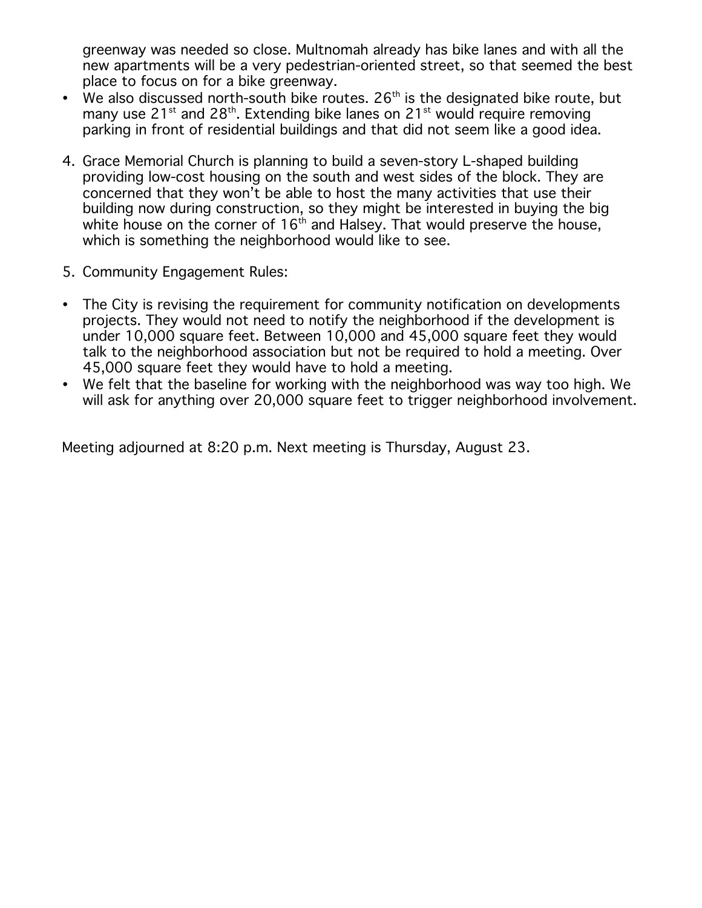greenway was needed so close. Multnomah already has bike lanes and with all the new apartments will be a very pedestrian-oriented street, so that seemed the best place to focus on for a bike greenway.

- We also discussed north-south bike routes. 26th is the designated bike route, but many use 21st and 28th. Extending bike lanes on 21st would require removing parking in front of residential buildings and that did not seem like a good idea.

4. Grace Memorial Church is planning to build a seven-story L-shaped building providing low-cost housing on the south and west sides of the block. They are concerned that they won't be able to host the many activities that use their building now during construction, so they might be interested in buying the big white house on the corner of 16th and Halsey. That would preserve the house, which is something the neighborhood would like to see.

5. Community Engagement Rules:

- The City is revising the requirement for community notification on developments projects. They would not need to notify the neighborhood if the development is under 10,000 square feet. Between 10,000 and 45,000 square feet they would talk to the neighborhood association but not be required to hold a meeting. Over 45,000 square feet they would have to hold a meeting.
- We felt that the baseline for working with the neighborhood was way too high. We will ask for anything over 20,000 square feet to trigger neighborhood involvement.

Meeting adjourned at 8:20 p.m. Next meeting is Thursday, August 23.